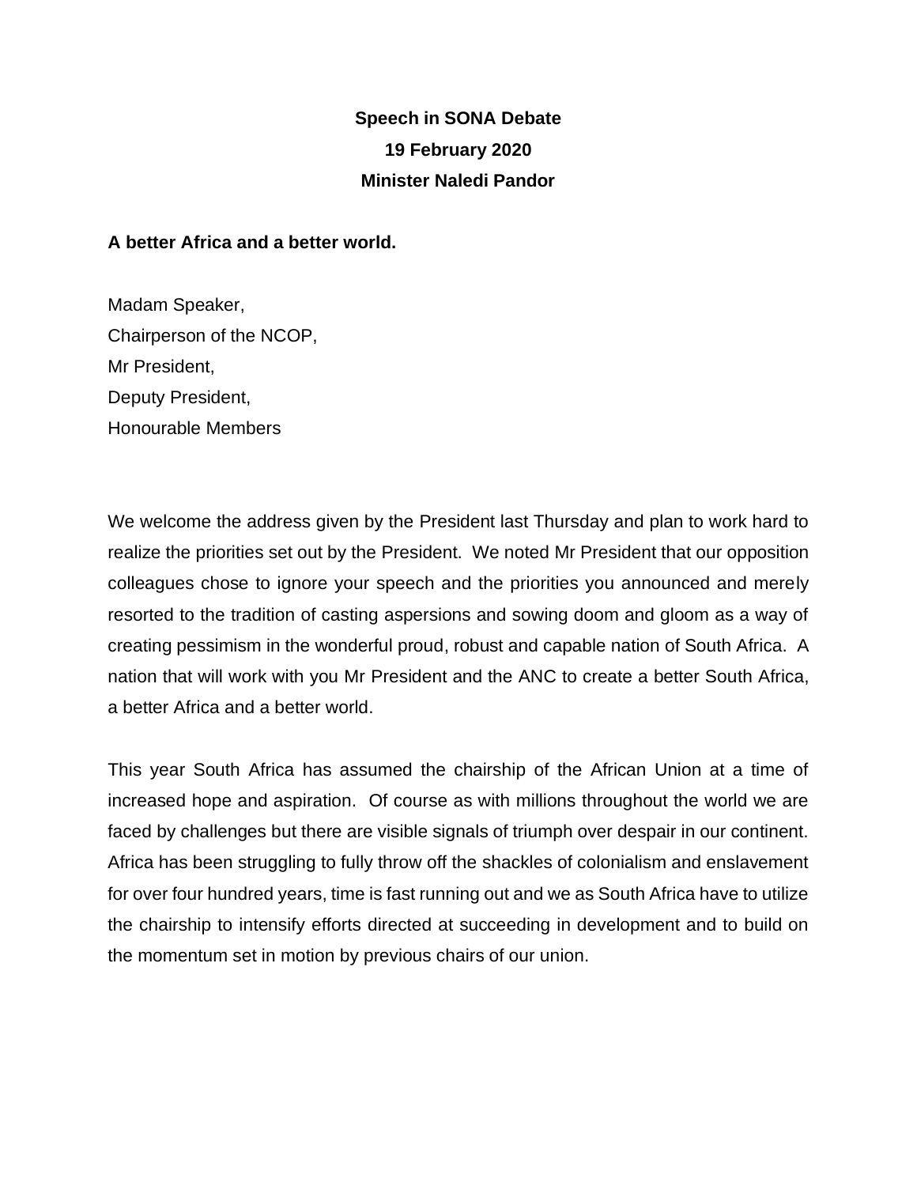**Speech in SONA Debate**

**19 February 2020**

**Minister Naledi Pandor**

**A better Africa and a better world.**

Madam Speaker,
Chairperson of the NCOP,
Mr President,
Deputy President,
Honourable Members

We welcome the address given by the President last Thursday and plan to work hard to realize the priorities set out by the President. We noted Mr President that our opposition colleagues chose to ignore your speech and the priorities you announced and merely resorted to the tradition of casting aspersions and sowing doom and gloom as a way of creating pessimism in the wonderful proud, robust and capable nation of South Africa. A nation that will work with you Mr President and the ANC to create a better South Africa, a better Africa and a better world.

This year South Africa has assumed the chairship of the African Union at a time of increased hope and aspiration. Of course as with millions throughout the world we are faced by challenges but there are visible signals of triumph over despair in our continent. Africa has been struggling to fully throw off the shackles of colonialism and enslavement for over four hundred years, time is fast running out and we as South Africa have to utilize the chairship to intensify efforts directed at succeeding in development and to build on the momentum set in motion by previous chairs of our union.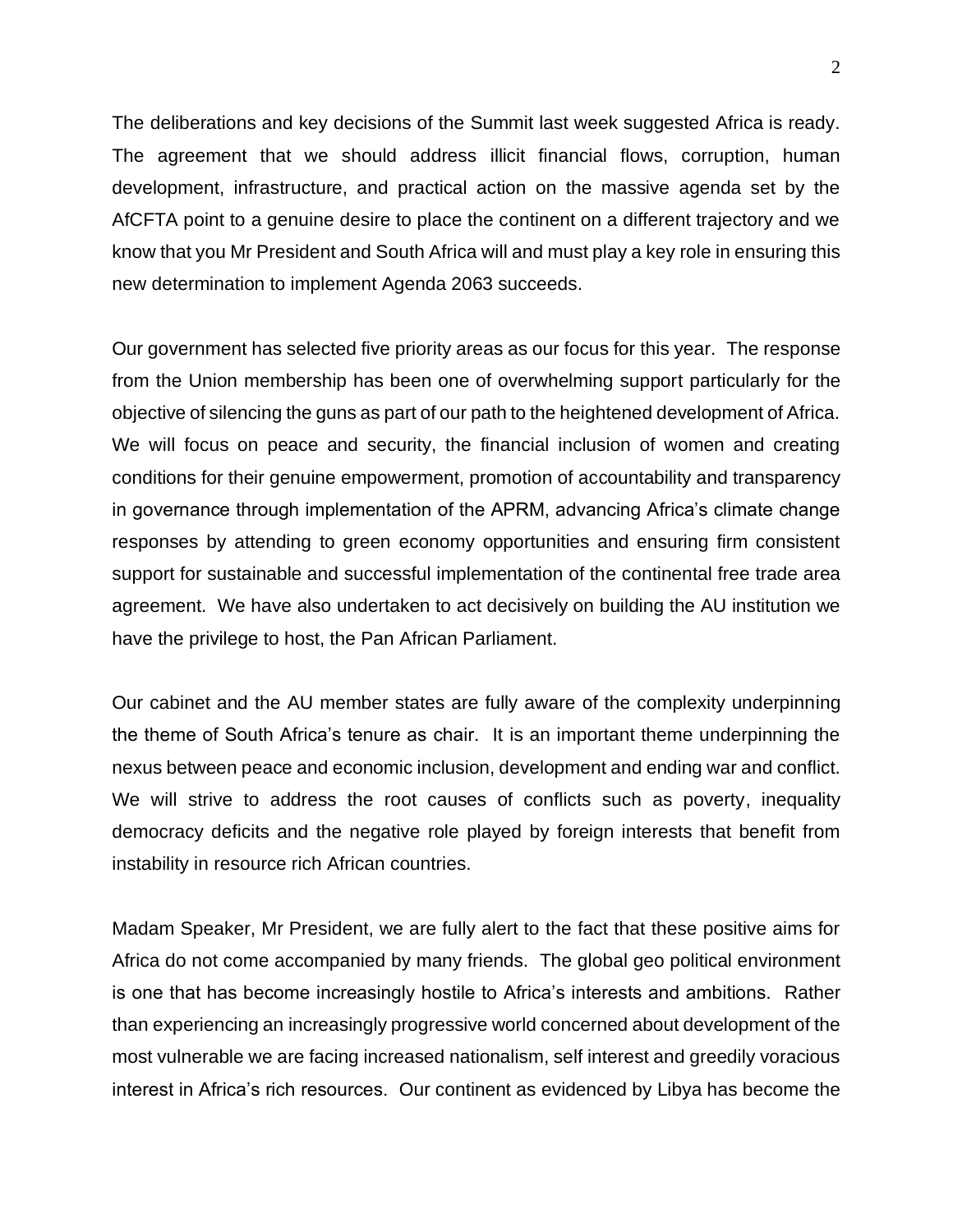The deliberations and key decisions of the Summit last week suggested Africa is ready. The agreement that we should address illicit financial flows, corruption, human development, infrastructure, and practical action on the massive agenda set by the AfCFTA point to a genuine desire to place the continent on a different trajectory and we know that you Mr President and South Africa will and must play a key role in ensuring this new determination to implement Agenda 2063 succeeds.

Our government has selected five priority areas as our focus for this year. The response from the Union membership has been one of overwhelming support particularly for the objective of silencing the guns as part of our path to the heightened development of Africa. We will focus on peace and security, the financial inclusion of women and creating conditions for their genuine empowerment, promotion of accountability and transparency in governance through implementation of the APRM, advancing Africa's climate change responses by attending to green economy opportunities and ensuring firm consistent support for sustainable and successful implementation of the continental free trade area agreement. We have also undertaken to act decisively on building the AU institution we have the privilege to host, the Pan African Parliament.

Our cabinet and the AU member states are fully aware of the complexity underpinning the theme of South Africa's tenure as chair. It is an important theme underpinning the nexus between peace and economic inclusion, development and ending war and conflict. We will strive to address the root causes of conflicts such as poverty, inequality democracy deficits and the negative role played by foreign interests that benefit from instability in resource rich African countries.

Madam Speaker, Mr President, we are fully alert to the fact that these positive aims for Africa do not come accompanied by many friends. The global geo political environment is one that has become increasingly hostile to Africa's interests and ambitions. Rather than experiencing an increasingly progressive world concerned about development of the most vulnerable we are facing increased nationalism, self interest and greedily voracious interest in Africa's rich resources. Our continent as evidenced by Libya has become the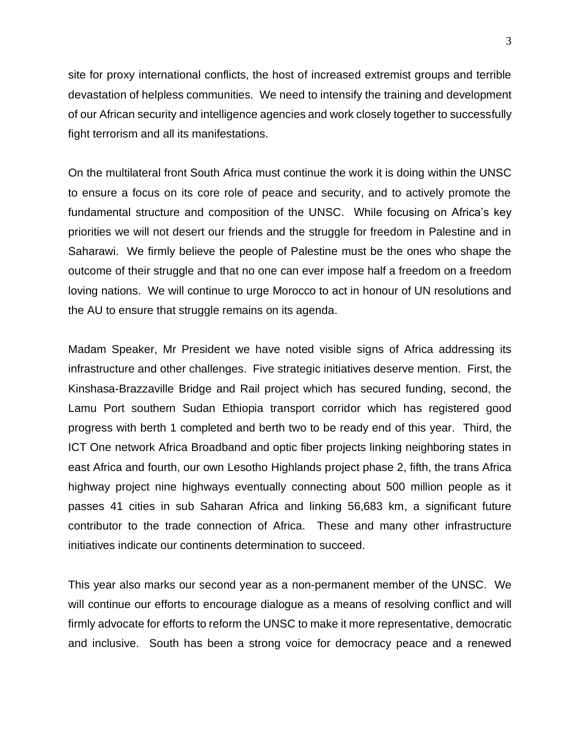site for proxy international conflicts, the host of increased extremist groups and terrible devastation of helpless communities. We need to intensify the training and development of our African security and intelligence agencies and work closely together to successfully fight terrorism and all its manifestations.

On the multilateral front South Africa must continue the work it is doing within the UNSC to ensure a focus on its core role of peace and security, and to actively promote the fundamental structure and composition of the UNSC. While focusing on Africa's key priorities we will not desert our friends and the struggle for freedom in Palestine and in Saharawi. We firmly believe the people of Palestine must be the ones who shape the outcome of their struggle and that no one can ever impose half a freedom on a freedom loving nations. We will continue to urge Morocco to act in honour of UN resolutions and the AU to ensure that struggle remains on its agenda.

Madam Speaker, Mr President we have noted visible signs of Africa addressing its infrastructure and other challenges. Five strategic initiatives deserve mention. First, the Kinshasa-Brazzaville Bridge and Rail project which has secured funding, second, the Lamu Port southern Sudan Ethiopia transport corridor which has registered good progress with berth 1 completed and berth two to be ready end of this year. Third, the ICT One network Africa Broadband and optic fiber projects linking neighboring states in east Africa and fourth, our own Lesotho Highlands project phase 2, fifth, the trans Africa highway project nine highways eventually connecting about 500 million people as it passes 41 cities in sub Saharan Africa and linking 56,683 km, a significant future contributor to the trade connection of Africa. These and many other infrastructure initiatives indicate our continents determination to succeed.

This year also marks our second year as a non-permanent member of the UNSC. We will continue our efforts to encourage dialogue as a means of resolving conflict and will firmly advocate for efforts to reform the UNSC to make it more representative, democratic and inclusive. South has been a strong voice for democracy peace and a renewed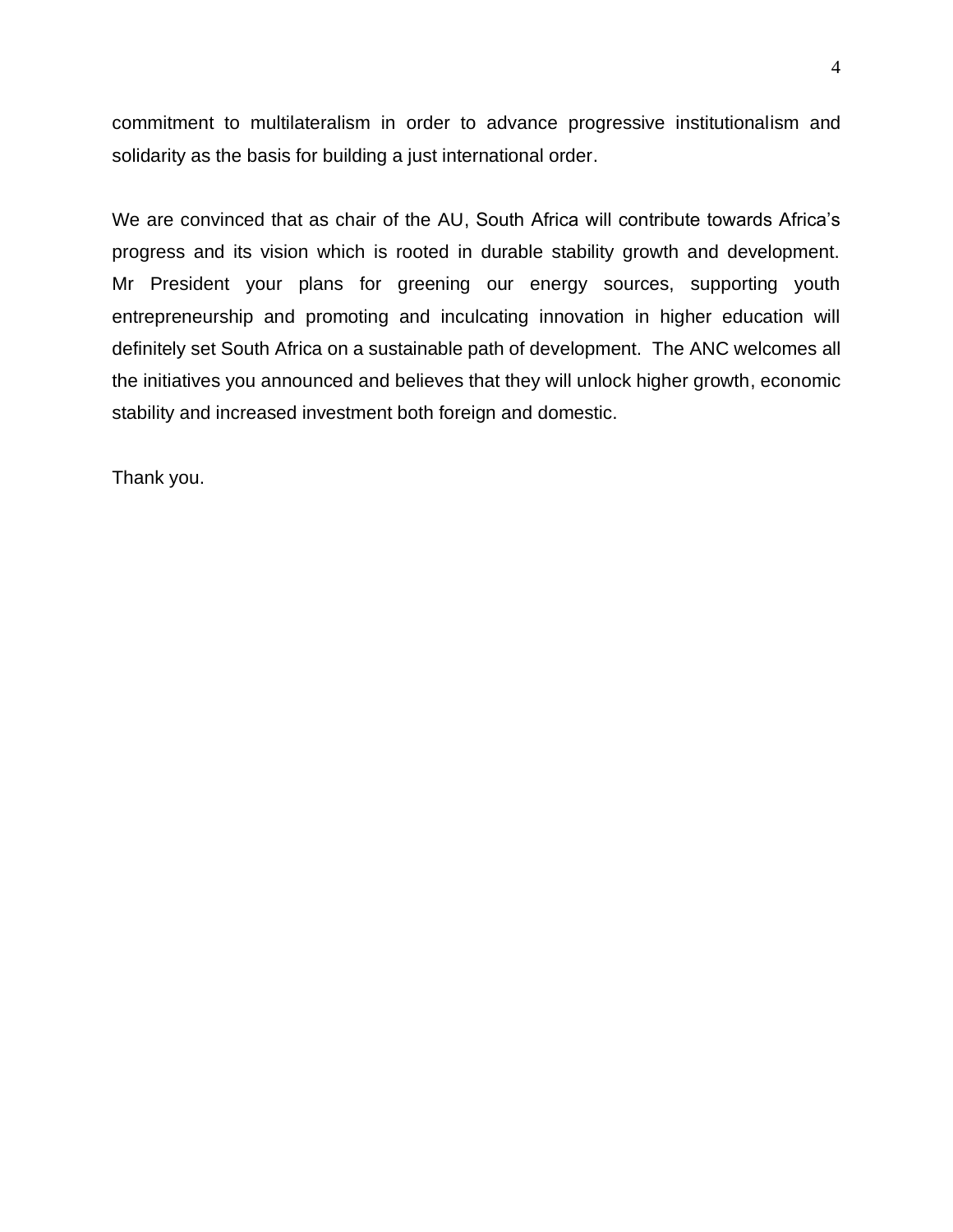commitment to multilateralism in order to advance progressive institutionalism and solidarity as the basis for building a just international order.

We are convinced that as chair of the AU, South Africa will contribute towards Africa's progress and its vision which is rooted in durable stability growth and development. Mr President your plans for greening our energy sources, supporting youth entrepreneurship and promoting and inculcating innovation in higher education will definitely set South Africa on a sustainable path of development. The ANC welcomes all the initiatives you announced and believes that they will unlock higher growth, economic stability and increased investment both foreign and domestic.

Thank you.